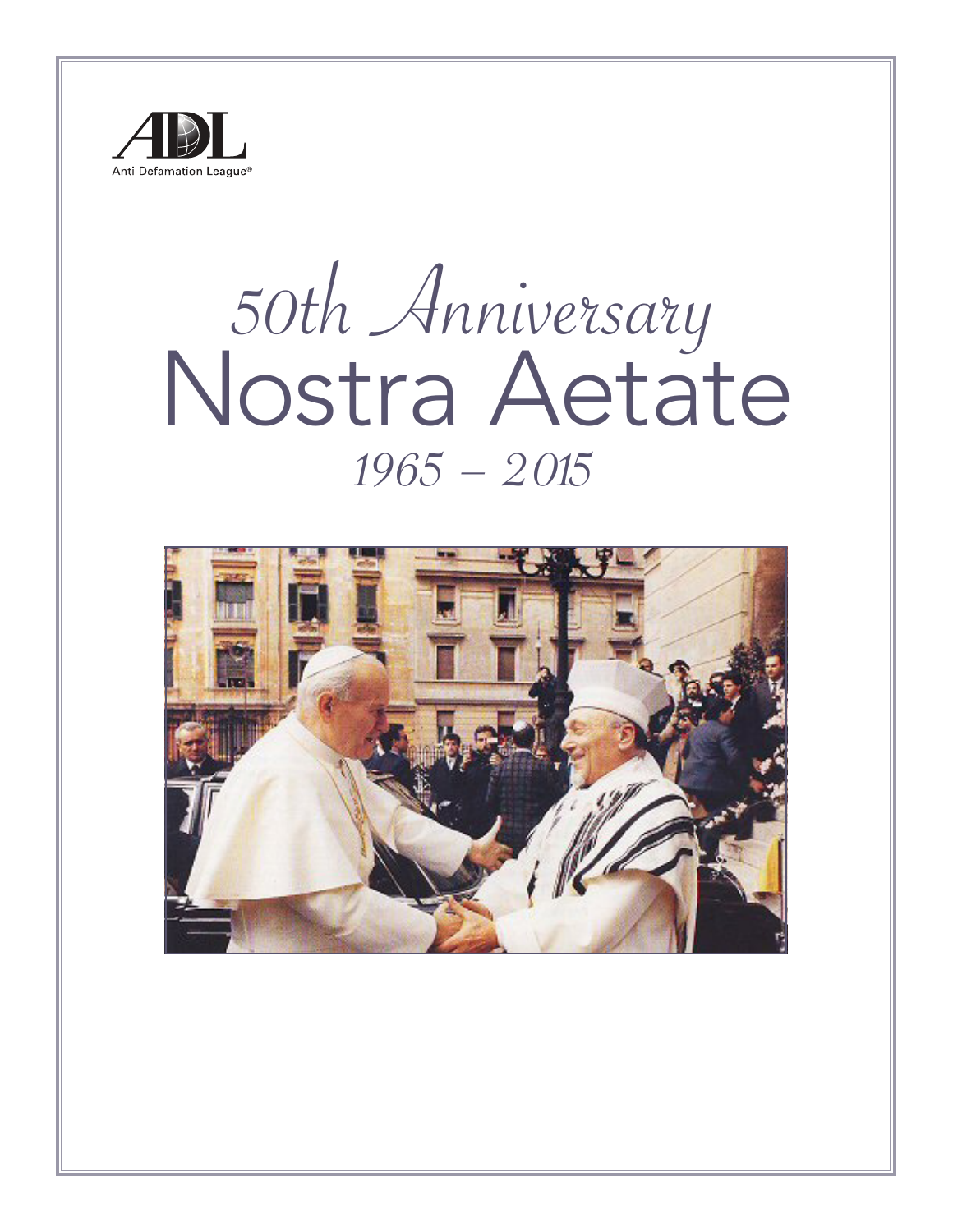ADL

Anti-Defamation League®

# 50th Anniversary
# Nostra Aetate
## 1965 – 2015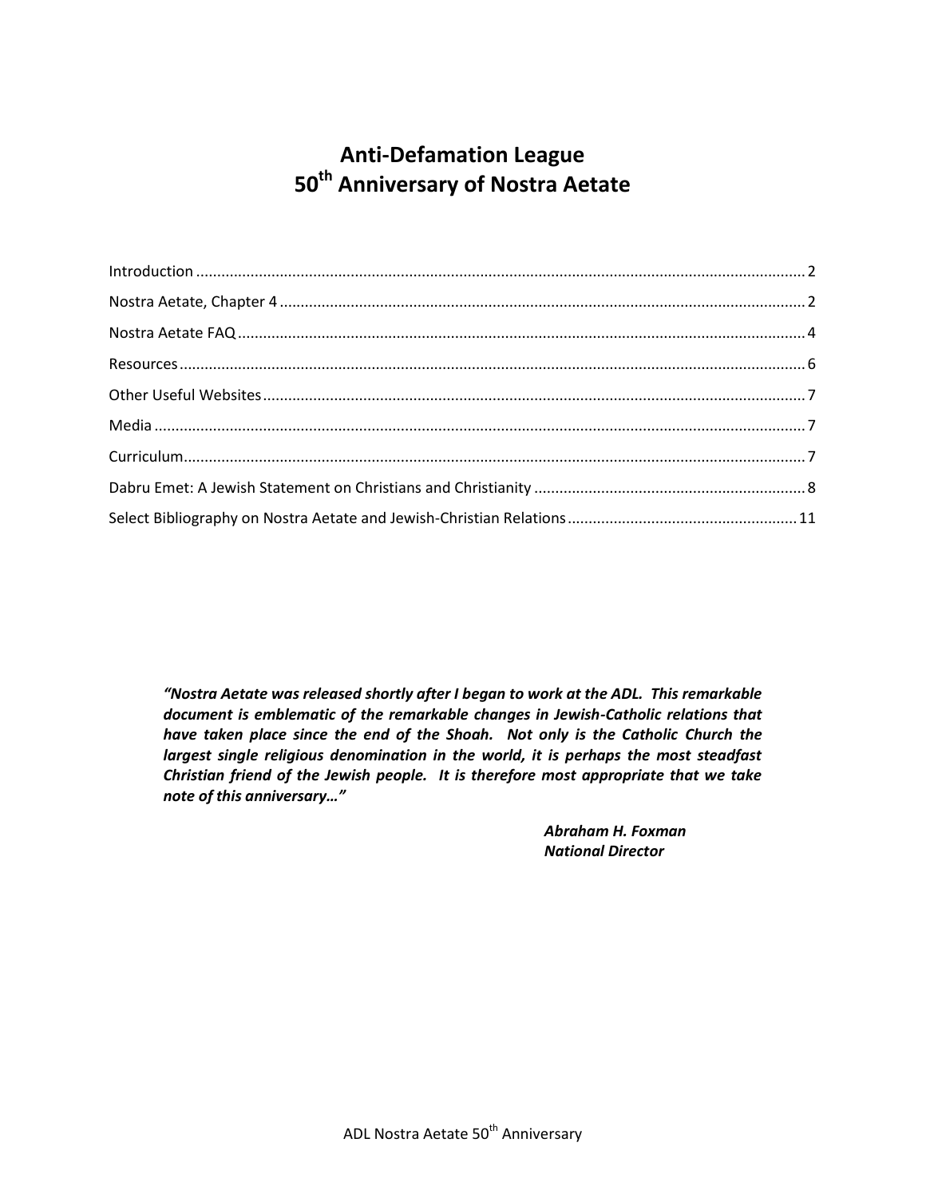# Anti-Defamation League
# 50th Anniversary of Nostra Aetate

Introduction ..... 2
Nostra Aetate, Chapter 4 ..... 2
Nostra Aetate FAQ ..... 4
Resources ..... 6
Other Useful Websites ..... 7
Media ..... 7
Curriculum ..... 7
Dabru Emet: A Jewish Statement on Christians and Christianity ..... 8
Select Bibliography on Nostra Aetate and Jewish-Christian Relations ..... 11

***"Nostra Aetate was released shortly after I began to work at the ADL. This remarkable document is emblematic of the remarkable changes in Jewish-Catholic relations that have taken place since the end of the Shoah. Not only is the Catholic Church the largest single religious denomination in the world, it is perhaps the most steadfast Christian friend of the Jewish people. It is therefore most appropriate that we take note of this anniversary…"***

***Abraham H. Foxman***
***National Director***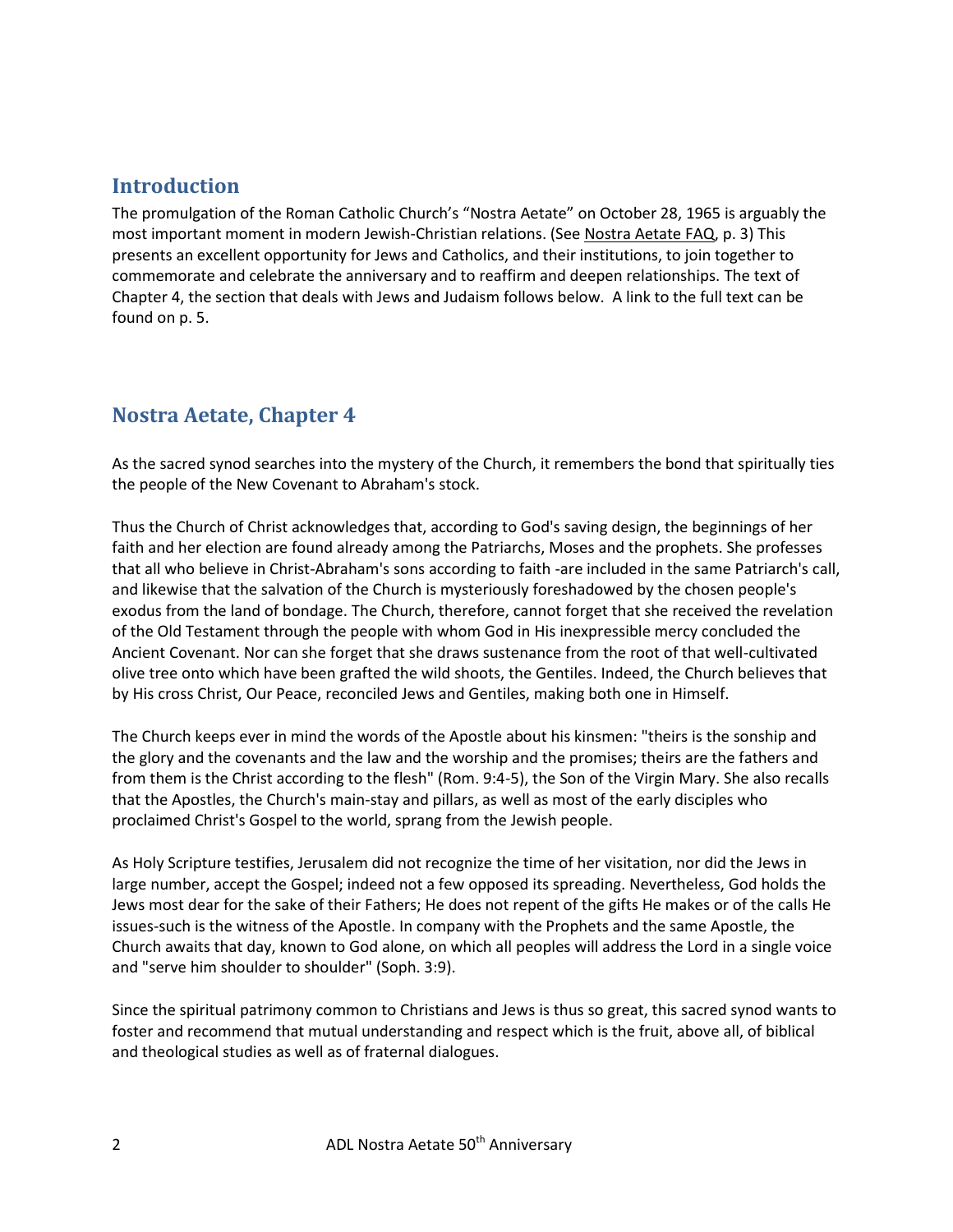## Introduction

The promulgation of the Roman Catholic Church's "Nostra Aetate" on October 28, 1965 is arguably the most important moment in modern Jewish-Christian relations. (See Nostra Aetate FAQ, p. 3) This presents an excellent opportunity for Jews and Catholics, and their institutions, to join together to commemorate and celebrate the anniversary and to reaffirm and deepen relationships. The text of Chapter 4, the section that deals with Jews and Judaism follows below. A link to the full text can be found on p. 5.

## Nostra Aetate, Chapter 4

As the sacred synod searches into the mystery of the Church, it remembers the bond that spiritually ties the people of the New Covenant to Abraham's stock.

Thus the Church of Christ acknowledges that, according to God's saving design, the beginnings of her faith and her election are found already among the Patriarchs, Moses and the prophets. She professes that all who believe in Christ-Abraham's sons according to faith -are included in the same Patriarch's call, and likewise that the salvation of the Church is mysteriously foreshadowed by the chosen people's exodus from the land of bondage. The Church, therefore, cannot forget that she received the revelation of the Old Testament through the people with whom God in His inexpressible mercy concluded the Ancient Covenant. Nor can she forget that she draws sustenance from the root of that well-cultivated olive tree onto which have been grafted the wild shoots, the Gentiles. Indeed, the Church believes that by His cross Christ, Our Peace, reconciled Jews and Gentiles, making both one in Himself.

The Church keeps ever in mind the words of the Apostle about his kinsmen: "theirs is the sonship and the glory and the covenants and the law and the worship and the promises; theirs are the fathers and from them is the Christ according to the flesh" (Rom. 9:4-5), the Son of the Virgin Mary. She also recalls that the Apostles, the Church's main-stay and pillars, as well as most of the early disciples who proclaimed Christ's Gospel to the world, sprang from the Jewish people.

As Holy Scripture testifies, Jerusalem did not recognize the time of her visitation, nor did the Jews in large number, accept the Gospel; indeed not a few opposed its spreading. Nevertheless, God holds the Jews most dear for the sake of their Fathers; He does not repent of the gifts He makes or of the calls He issues-such is the witness of the Apostle. In company with the Prophets and the same Apostle, the Church awaits that day, known to God alone, on which all peoples will address the Lord in a single voice and "serve him shoulder to shoulder" (Soph. 3:9).

Since the spiritual patrimony common to Christians and Jews is thus so great, this sacred synod wants to foster and recommend that mutual understanding and respect which is the fruit, above all, of biblical and theological studies as well as of fraternal dialogues.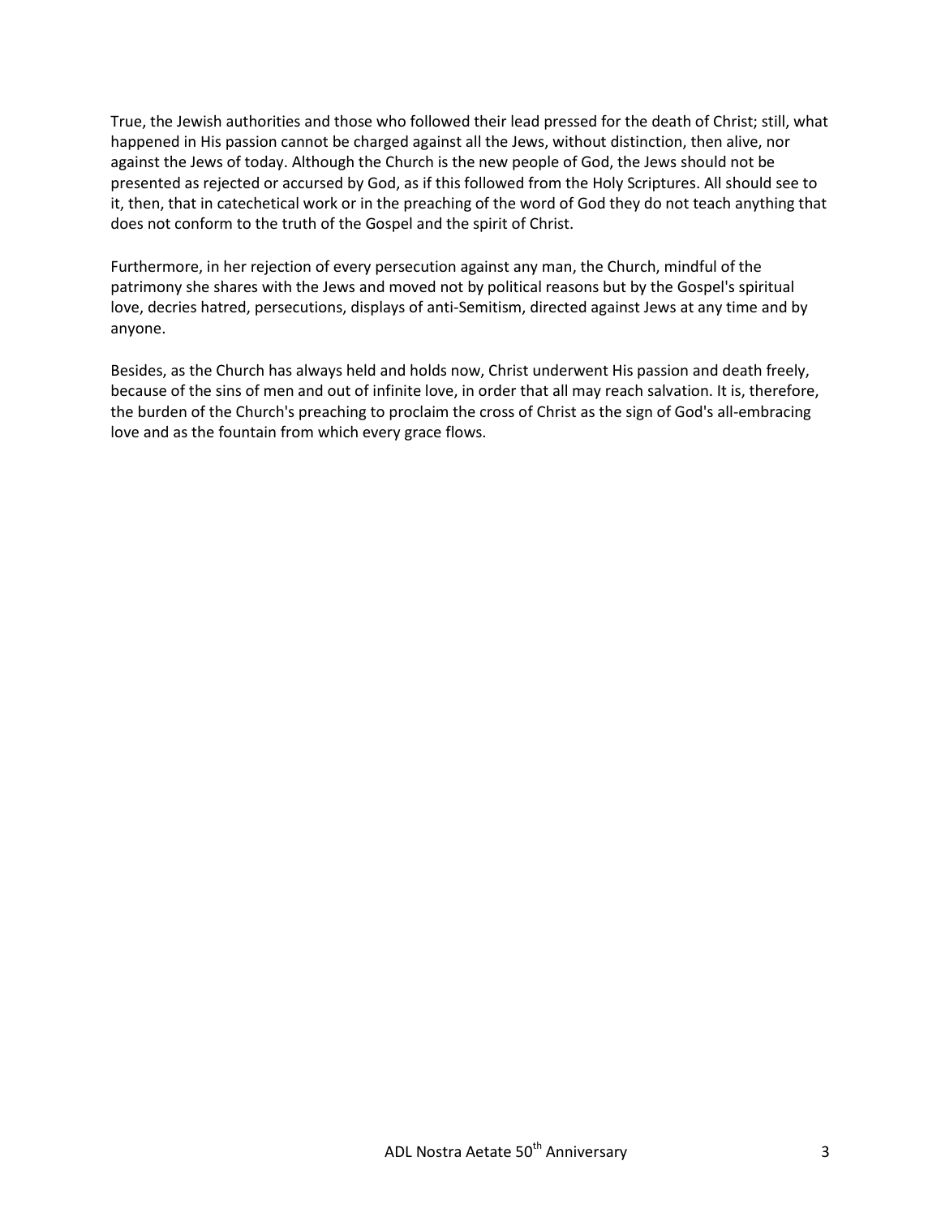True, the Jewish authorities and those who followed their lead pressed for the death of Christ; still, what happened in His passion cannot be charged against all the Jews, without distinction, then alive, nor against the Jews of today. Although the Church is the new people of God, the Jews should not be presented as rejected or accursed by God, as if this followed from the Holy Scriptures. All should see to it, then, that in catechetical work or in the preaching of the word of God they do not teach anything that does not conform to the truth of the Gospel and the spirit of Christ.

Furthermore, in her rejection of every persecution against any man, the Church, mindful of the patrimony she shares with the Jews and moved not by political reasons but by the Gospel's spiritual love, decries hatred, persecutions, displays of anti-Semitism, directed against Jews at any time and by anyone.

Besides, as the Church has always held and holds now, Christ underwent His passion and death freely, because of the sins of men and out of infinite love, in order that all may reach salvation. It is, therefore, the burden of the Church's preaching to proclaim the cross of Christ as the sign of God's all-embracing love and as the fountain from which every grace flows.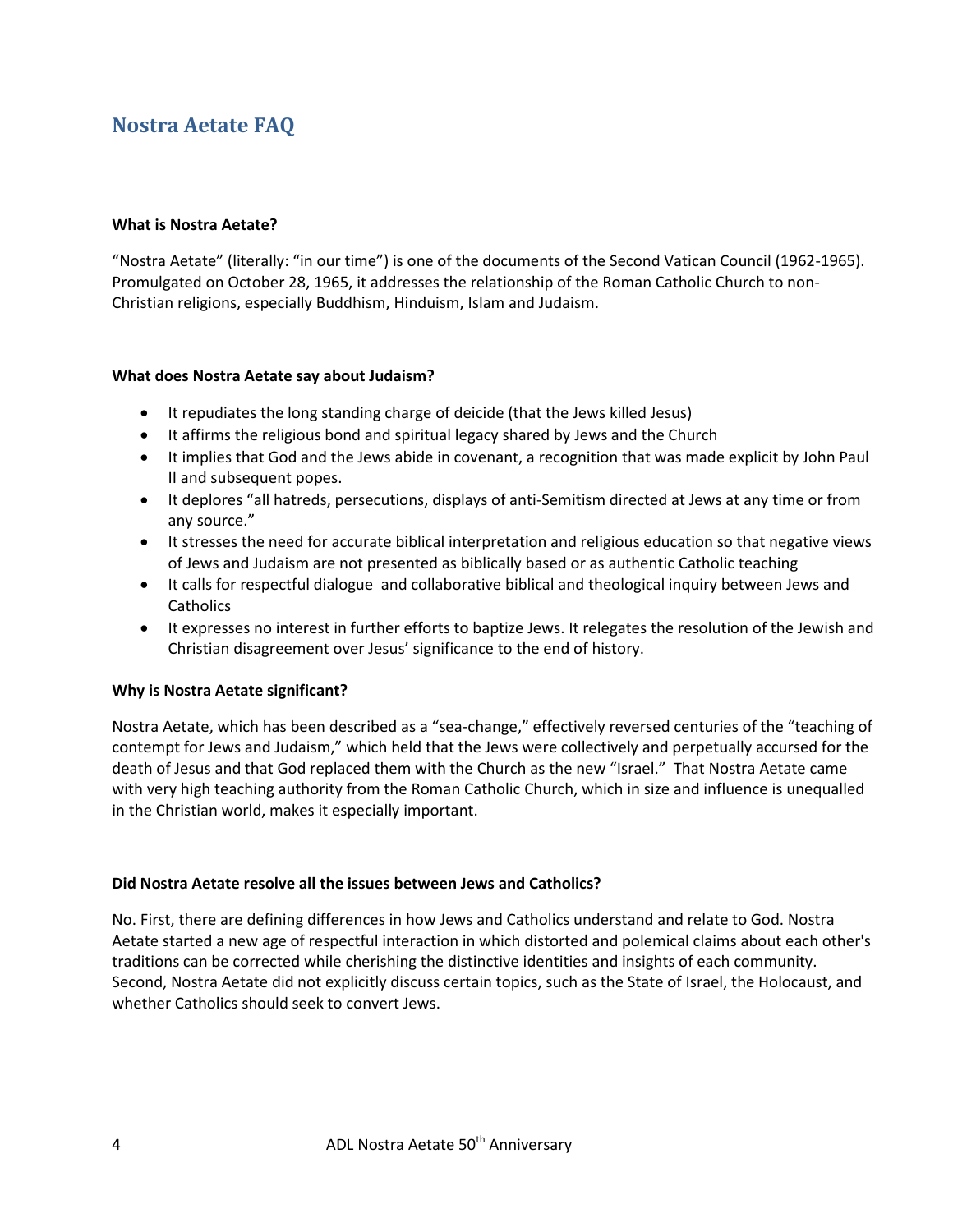## Nostra Aetate FAQ

**What is Nostra Aetate?**

"Nostra Aetate" (literally: "in our time") is one of the documents of the Second Vatican Council (1962-1965). Promulgated on October 28, 1965, it addresses the relationship of the Roman Catholic Church to non-Christian religions, especially Buddhism, Hinduism, Islam and Judaism.

**What does Nostra Aetate say about Judaism?**

- It repudiates the long standing charge of deicide (that the Jews killed Jesus)
- It affirms the religious bond and spiritual legacy shared by Jews and the Church
- It implies that God and the Jews abide in covenant, a recognition that was made explicit by John Paul II and subsequent popes.
- It deplores "all hatreds, persecutions, displays of anti-Semitism directed at Jews at any time or from any source."
- It stresses the need for accurate biblical interpretation and religious education so that negative views of Jews and Judaism are not presented as biblically based or as authentic Catholic teaching
- It calls for respectful dialogue and collaborative biblical and theological inquiry between Jews and Catholics
- It expresses no interest in further efforts to baptize Jews. It relegates the resolution of the Jewish and Christian disagreement over Jesus' significance to the end of history.

**Why is Nostra Aetate significant?**

Nostra Aetate, which has been described as a "sea-change," effectively reversed centuries of the "teaching of contempt for Jews and Judaism," which held that the Jews were collectively and perpetually accursed for the death of Jesus and that God replaced them with the Church as the new "Israel." That Nostra Aetate came with very high teaching authority from the Roman Catholic Church, which in size and influence is unequalled in the Christian world, makes it especially important.

**Did Nostra Aetate resolve all the issues between Jews and Catholics?**

No. First, there are defining differences in how Jews and Catholics understand and relate to God. Nostra Aetate started a new age of respectful interaction in which distorted and polemical claims about each other's traditions can be corrected while cherishing the distinctive identities and insights of each community. Second, Nostra Aetate did not explicitly discuss certain topics, such as the State of Israel, the Holocaust, and whether Catholics should seek to convert Jews.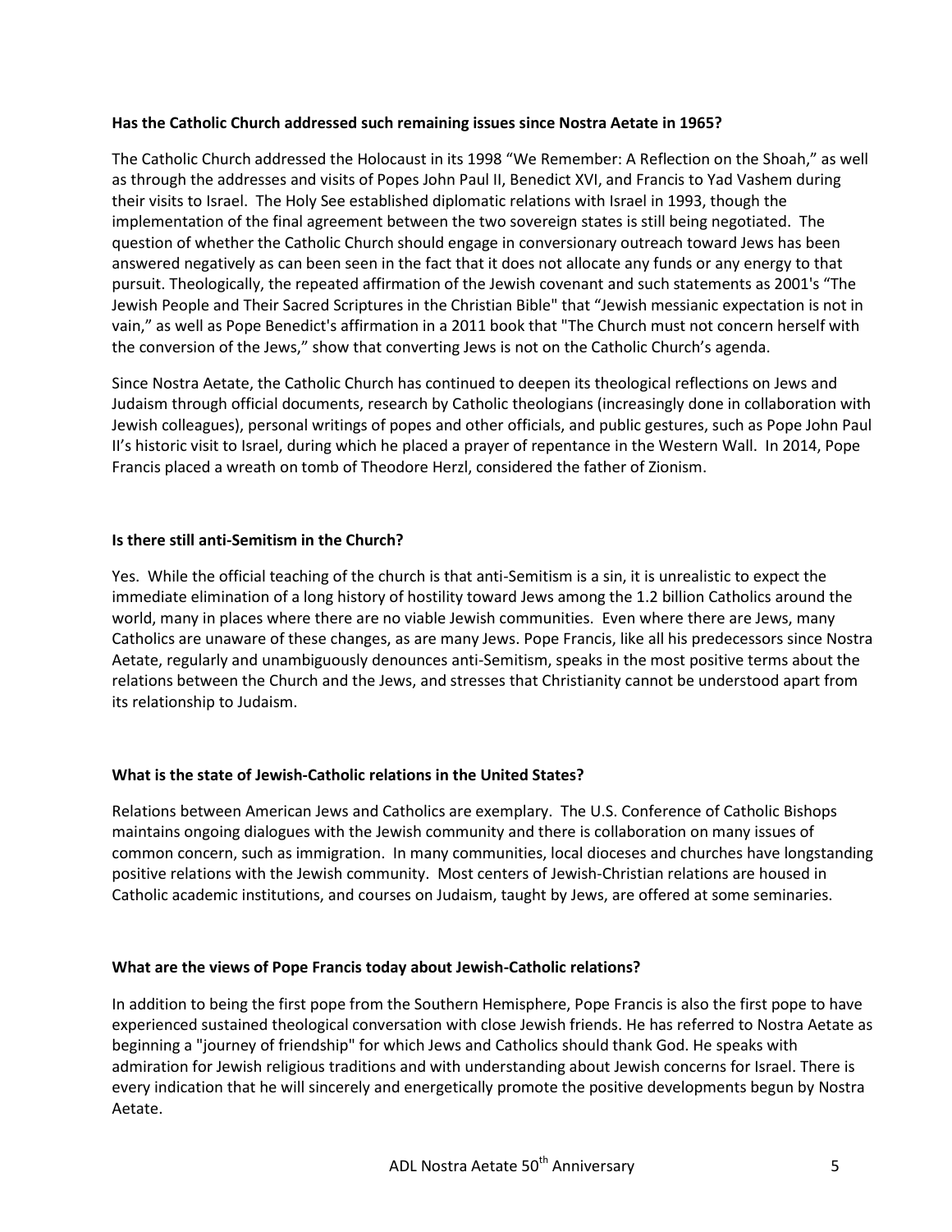**Has the Catholic Church addressed such remaining issues since Nostra Aetate in 1965?**

The Catholic Church addressed the Holocaust in its 1998 "We Remember: A Reflection on the Shoah," as well as through the addresses and visits of Popes John Paul II, Benedict XVI, and Francis to Yad Vashem during their visits to Israel. The Holy See established diplomatic relations with Israel in 1993, though the implementation of the final agreement between the two sovereign states is still being negotiated. The question of whether the Catholic Church should engage in conversionary outreach toward Jews has been answered negatively as can been seen in the fact that it does not allocate any funds or any energy to that pursuit. Theologically, the repeated affirmation of the Jewish covenant and such statements as 2001's "The Jewish People and Their Sacred Scriptures in the Christian Bible" that "Jewish messianic expectation is not in vain," as well as Pope Benedict's affirmation in a 2011 book that "The Church must not concern herself with the conversion of the Jews," show that converting Jews is not on the Catholic Church's agenda.

Since Nostra Aetate, the Catholic Church has continued to deepen its theological reflections on Jews and Judaism through official documents, research by Catholic theologians (increasingly done in collaboration with Jewish colleagues), personal writings of popes and other officials, and public gestures, such as Pope John Paul II's historic visit to Israel, during which he placed a prayer of repentance in the Western Wall. In 2014, Pope Francis placed a wreath on tomb of Theodore Herzl, considered the father of Zionism.

**Is there still anti-Semitism in the Church?**

Yes. While the official teaching of the church is that anti-Semitism is a sin, it is unrealistic to expect the immediate elimination of a long history of hostility toward Jews among the 1.2 billion Catholics around the world, many in places where there are no viable Jewish communities. Even where there are Jews, many Catholics are unaware of these changes, as are many Jews. Pope Francis, like all his predecessors since Nostra Aetate, regularly and unambiguously denounces anti-Semitism, speaks in the most positive terms about the relations between the Church and the Jews, and stresses that Christianity cannot be understood apart from its relationship to Judaism.

**What is the state of Jewish-Catholic relations in the United States?**

Relations between American Jews and Catholics are exemplary. The U.S. Conference of Catholic Bishops maintains ongoing dialogues with the Jewish community and there is collaboration on many issues of common concern, such as immigration. In many communities, local dioceses and churches have longstanding positive relations with the Jewish community. Most centers of Jewish-Christian relations are housed in Catholic academic institutions, and courses on Judaism, taught by Jews, are offered at some seminaries.

**What are the views of Pope Francis today about Jewish-Catholic relations?**

In addition to being the first pope from the Southern Hemisphere, Pope Francis is also the first pope to have experienced sustained theological conversation with close Jewish friends. He has referred to Nostra Aetate as beginning a "journey of friendship" for which Jews and Catholics should thank God. He speaks with admiration for Jewish religious traditions and with understanding about Jewish concerns for Israel. There is every indication that he will sincerely and energetically promote the positive developments begun by Nostra Aetate.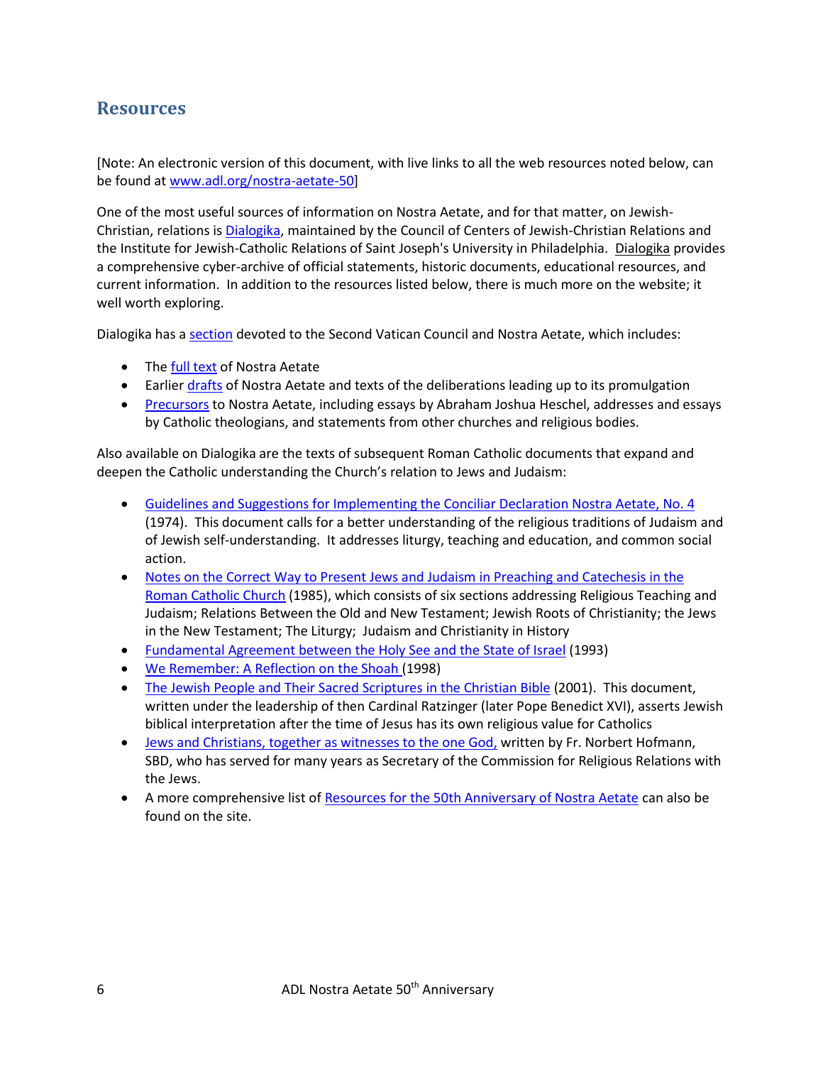## Resources

[Note: An electronic version of this document, with live links to all the web resources noted below, can be found at www.adl.org/nostra-aetate-50]

One of the most useful sources of information on Nostra Aetate, and for that matter, on Jewish-Christian, relations is Dialogika, maintained by the Council of Centers of Jewish-Christian Relations and the Institute for Jewish-Catholic Relations of Saint Joseph's University in Philadelphia. Dialogika provides a comprehensive cyber-archive of official statements, historic documents, educational resources, and current information. In addition to the resources listed below, there is much more on the website; it well worth exploring.

Dialogika has a section devoted to the Second Vatican Council and Nostra Aetate, which includes:

- The full text of Nostra Aetate
- Earlier drafts of Nostra Aetate and texts of the deliberations leading up to its promulgation
- Precursors to Nostra Aetate, including essays by Abraham Joshua Heschel, addresses and essays by Catholic theologians, and statements from other churches and religious bodies.

Also available on Dialogika are the texts of subsequent Roman Catholic documents that expand and deepen the Catholic understanding the Church's relation to Jews and Judaism:

- Guidelines and Suggestions for Implementing the Conciliar Declaration Nostra Aetate, No. 4 (1974). This document calls for a better understanding of the religious traditions of Judaism and of Jewish self-understanding. It addresses liturgy, teaching and education, and common social action.
- Notes on the Correct Way to Present Jews and Judaism in Preaching and Catechesis in the Roman Catholic Church (1985), which consists of six sections addressing Religious Teaching and Judaism; Relations Between the Old and New Testament; Jewish Roots of Christianity; the Jews in the New Testament; The Liturgy; Judaism and Christianity in History
- Fundamental Agreement between the Holy See and the State of Israel (1993)
- We Remember: A Reflection on the Shoah (1998)
- The Jewish People and Their Sacred Scriptures in the Christian Bible (2001). This document, written under the leadership of then Cardinal Ratzinger (later Pope Benedict XVI), asserts Jewish biblical interpretation after the time of Jesus has its own religious value for Catholics
- Jews and Christians, together as witnesses to the one God, written by Fr. Norbert Hofmann, SBD, who has served for many years as Secretary of the Commission for Religious Relations with the Jews.
- A more comprehensive list of Resources for the 50th Anniversary of Nostra Aetate can also be found on the site.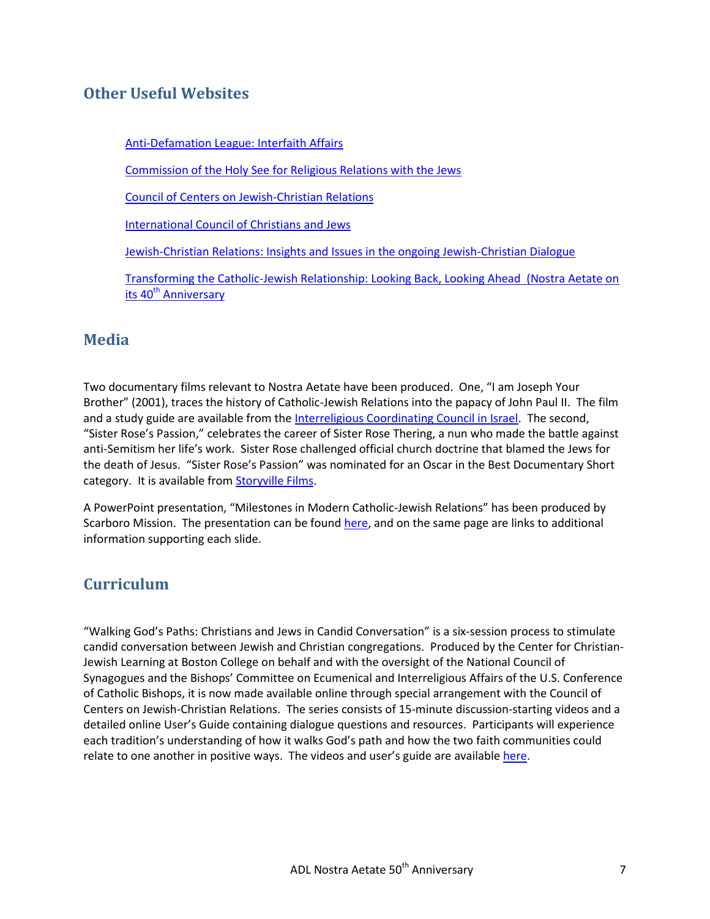## Other Useful Websites

Anti-Defamation League: Interfaith Affairs

Commission of the Holy See for Religious Relations with the Jews

Council of Centers on Jewish-Christian Relations

International Council of Christians and Jews

Jewish-Christian Relations: Insights and Issues in the ongoing Jewish-Christian Dialogue

Transforming the Catholic-Jewish Relationship: Looking Back, Looking Ahead (Nostra Aetate on its 40th Anniversary

## Media

Two documentary films relevant to Nostra Aetate have been produced. One, "I am Joseph Your Brother" (2001), traces the history of Catholic-Jewish Relations into the papacy of John Paul II. The film and a study guide are available from the Interreligious Coordinating Council in Israel. The second, "Sister Rose's Passion," celebrates the career of Sister Rose Thering, a nun who made the battle against anti-Semitism her life's work. Sister Rose challenged official church doctrine that blamed the Jews for the death of Jesus. "Sister Rose's Passion" was nominated for an Oscar in the Best Documentary Short category. It is available from Storyville Films.

A PowerPoint presentation, "Milestones in Modern Catholic-Jewish Relations" has been produced by Scarboro Mission. The presentation can be found here, and on the same page are links to additional information supporting each slide.

## Curriculum

"Walking God's Paths: Christians and Jews in Candid Conversation" is a six-session process to stimulate candid conversation between Jewish and Christian congregations. Produced by the Center for Christian-Jewish Learning at Boston College on behalf and with the oversight of the National Council of Synagogues and the Bishops' Committee on Ecumenical and Interreligious Affairs of the U.S. Conference of Catholic Bishops, it is now made available online through special arrangement with the Council of Centers on Jewish-Christian Relations. The series consists of 15-minute discussion-starting videos and a detailed online User's Guide containing dialogue questions and resources. Participants will experience each tradition's understanding of how it walks God's path and how the two faith communities could relate to one another in positive ways. The videos and user's guide are available here.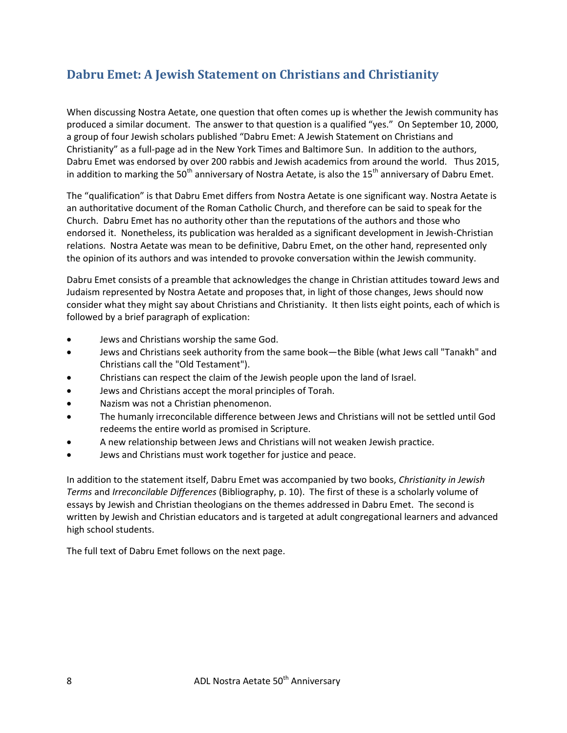## Dabru Emet: A Jewish Statement on Christians and Christianity

When discussing Nostra Aetate, one question that often comes up is whether the Jewish community has produced a similar document. The answer to that question is a qualified "yes." On September 10, 2000, a group of four Jewish scholars published "Dabru Emet: A Jewish Statement on Christians and Christianity" as a full-page ad in the New York Times and Baltimore Sun. In addition to the authors, Dabru Emet was endorsed by over 200 rabbis and Jewish academics from around the world. Thus 2015, in addition to marking the 50th anniversary of Nostra Aetate, is also the 15th anniversary of Dabru Emet.

The "qualification" is that Dabru Emet differs from Nostra Aetate is one significant way. Nostra Aetate is an authoritative document of the Roman Catholic Church, and therefore can be said to speak for the Church. Dabru Emet has no authority other than the reputations of the authors and those who endorsed it. Nonetheless, its publication was heralded as a significant development in Jewish-Christian relations. Nostra Aetate was mean to be definitive, Dabru Emet, on the other hand, represented only the opinion of its authors and was intended to provoke conversation within the Jewish community.

Dabru Emet consists of a preamble that acknowledges the change in Christian attitudes toward Jews and Judaism represented by Nostra Aetate and proposes that, in light of those changes, Jews should now consider what they might say about Christians and Christianity. It then lists eight points, each of which is followed by a brief paragraph of explication:

- Jews and Christians worship the same God.
- Jews and Christians seek authority from the same book—the Bible (what Jews call "Tanakh" and Christians call the "Old Testament").
- Christians can respect the claim of the Jewish people upon the land of Israel.
- Jews and Christians accept the moral principles of Torah.
- Nazism was not a Christian phenomenon.
- The humanly irreconcilable difference between Jews and Christians will not be settled until God redeems the entire world as promised in Scripture.
- A new relationship between Jews and Christians will not weaken Jewish practice.
- Jews and Christians must work together for justice and peace.

In addition to the statement itself, Dabru Emet was accompanied by two books, *Christianity in Jewish Terms* and *Irreconcilable Differences* (Bibliography, p. 10). The first of these is a scholarly volume of essays by Jewish and Christian theologians on the themes addressed in Dabru Emet. The second is written by Jewish and Christian educators and is targeted at adult congregational learners and advanced high school students.

The full text of Dabru Emet follows on the next page.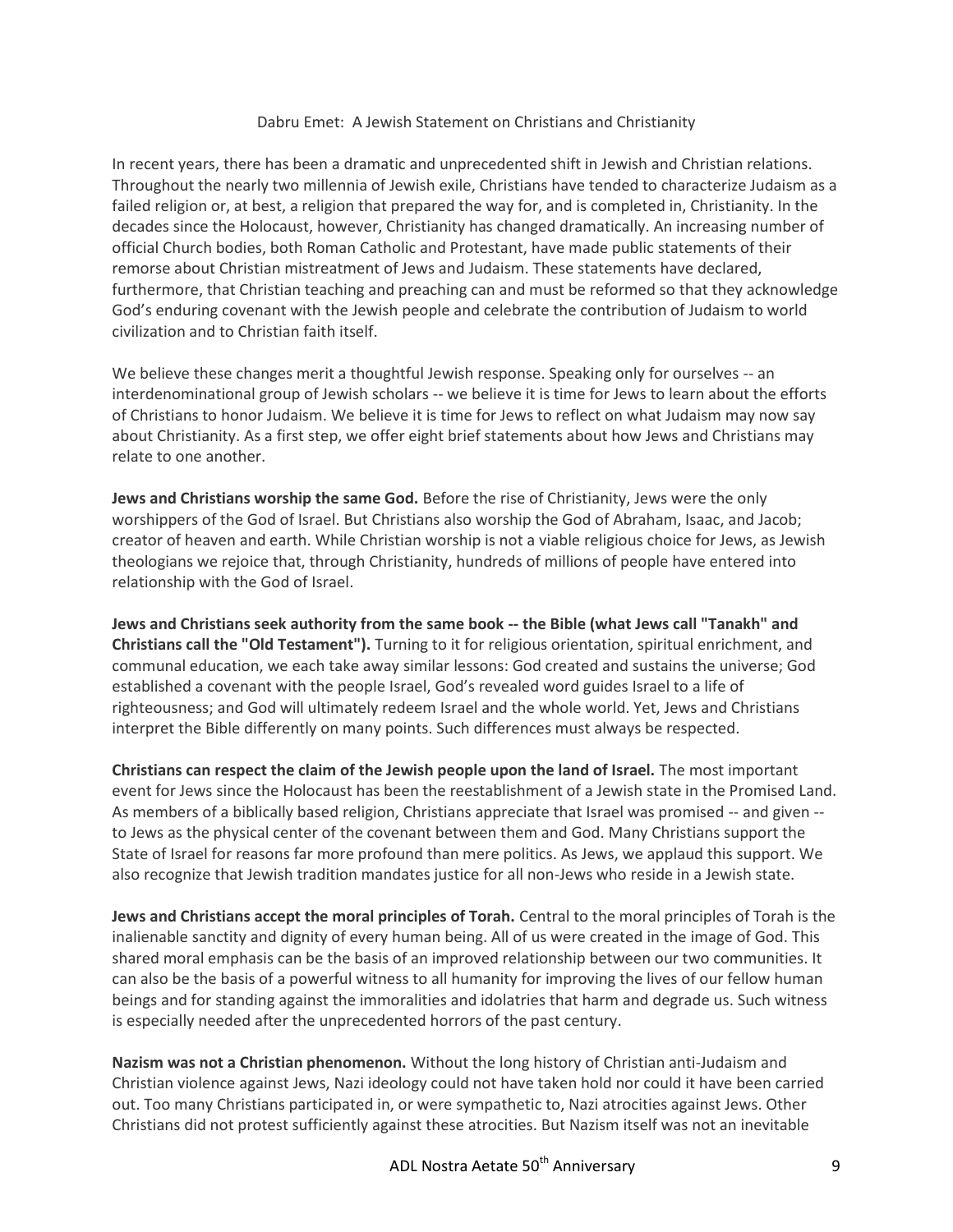Dabru Emet: A Jewish Statement on Christians and Christianity

In recent years, there has been a dramatic and unprecedented shift in Jewish and Christian relations. Throughout the nearly two millennia of Jewish exile, Christians have tended to characterize Judaism as a failed religion or, at best, a religion that prepared the way for, and is completed in, Christianity. In the decades since the Holocaust, however, Christianity has changed dramatically. An increasing number of official Church bodies, both Roman Catholic and Protestant, have made public statements of their remorse about Christian mistreatment of Jews and Judaism. These statements have declared, furthermore, that Christian teaching and preaching can and must be reformed so that they acknowledge God's enduring covenant with the Jewish people and celebrate the contribution of Judaism to world civilization and to Christian faith itself.

We believe these changes merit a thoughtful Jewish response. Speaking only for ourselves -- an interdenominational group of Jewish scholars -- we believe it is time for Jews to learn about the efforts of Christians to honor Judaism. We believe it is time for Jews to reflect on what Judaism may now say about Christianity. As a first step, we offer eight brief statements about how Jews and Christians may relate to one another.

**Jews and Christians worship the same God.** Before the rise of Christianity, Jews were the only worshippers of the God of Israel. But Christians also worship the God of Abraham, Isaac, and Jacob; creator of heaven and earth. While Christian worship is not a viable religious choice for Jews, as Jewish theologians we rejoice that, through Christianity, hundreds of millions of people have entered into relationship with the God of Israel.

**Jews and Christians seek authority from the same book -- the Bible (what Jews call "Tanakh" and Christians call the "Old Testament").** Turning to it for religious orientation, spiritual enrichment, and communal education, we each take away similar lessons: God created and sustains the universe; God established a covenant with the people Israel, God's revealed word guides Israel to a life of righteousness; and God will ultimately redeem Israel and the whole world. Yet, Jews and Christians interpret the Bible differently on many points. Such differences must always be respected.

**Christians can respect the claim of the Jewish people upon the land of Israel.** The most important event for Jews since the Holocaust has been the reestablishment of a Jewish state in the Promised Land. As members of a biblically based religion, Christians appreciate that Israel was promised -- and given -- to Jews as the physical center of the covenant between them and God. Many Christians support the State of Israel for reasons far more profound than mere politics. As Jews, we applaud this support. We also recognize that Jewish tradition mandates justice for all non-Jews who reside in a Jewish state.

**Jews and Christians accept the moral principles of Torah.** Central to the moral principles of Torah is the inalienable sanctity and dignity of every human being. All of us were created in the image of God. This shared moral emphasis can be the basis of an improved relationship between our two communities. It can also be the basis of a powerful witness to all humanity for improving the lives of our fellow human beings and for standing against the immoralities and idolatries that harm and degrade us. Such witness is especially needed after the unprecedented horrors of the past century.

**Nazism was not a Christian phenomenon.** Without the long history of Christian anti-Judaism and Christian violence against Jews, Nazi ideology could not have taken hold nor could it have been carried out. Too many Christians participated in, or were sympathetic to, Nazi atrocities against Jews. Other Christians did not protest sufficiently against these atrocities. But Nazism itself was not an inevitable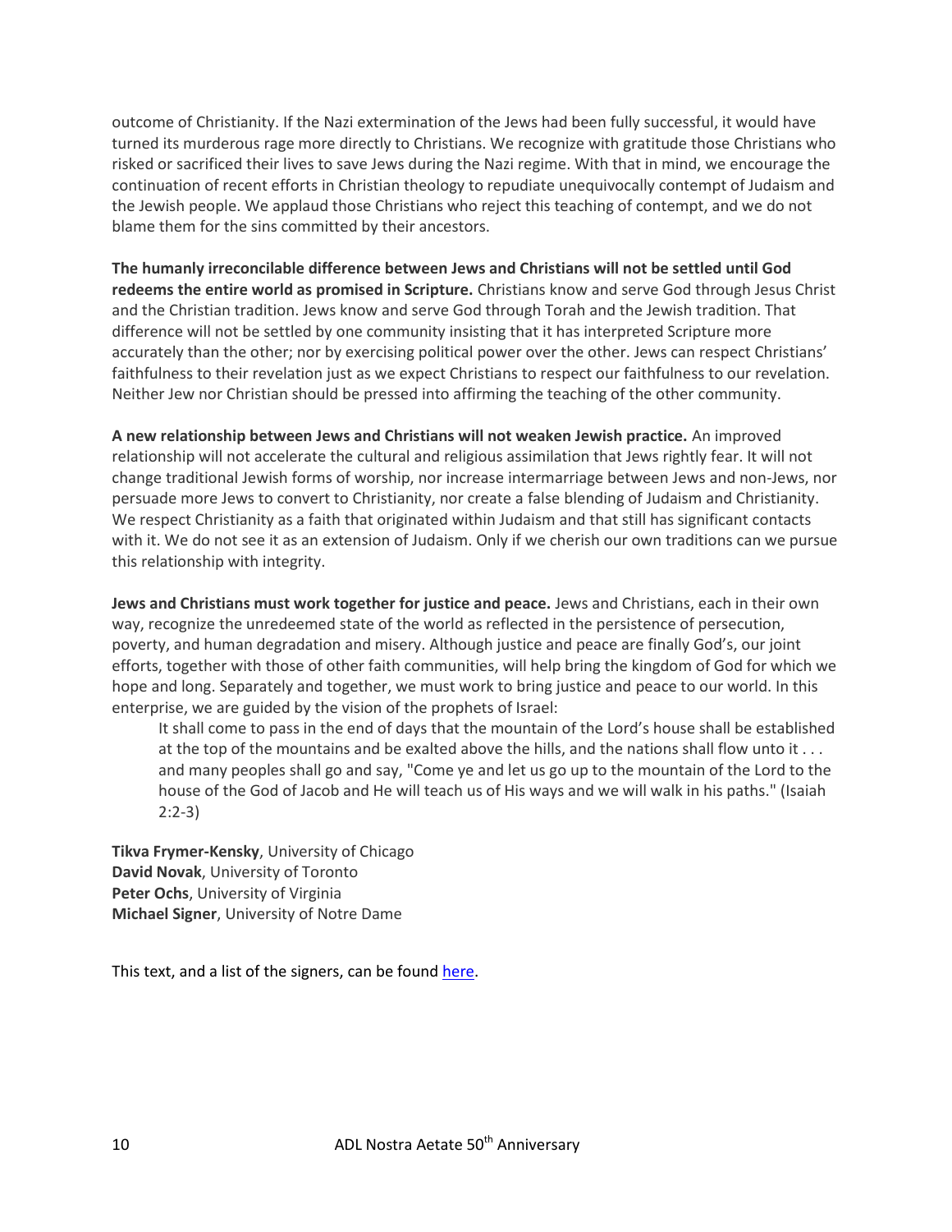outcome of Christianity. If the Nazi extermination of the Jews had been fully successful, it would have turned its murderous rage more directly to Christians. We recognize with gratitude those Christians who risked or sacrificed their lives to save Jews during the Nazi regime. With that in mind, we encourage the continuation of recent efforts in Christian theology to repudiate unequivocally contempt of Judaism and the Jewish people. We applaud those Christians who reject this teaching of contempt, and we do not blame them for the sins committed by their ancestors.

**The humanly irreconcilable difference between Jews and Christians will not be settled until God redeems the entire world as promised in Scripture.** Christians know and serve God through Jesus Christ and the Christian tradition. Jews know and serve God through Torah and the Jewish tradition. That difference will not be settled by one community insisting that it has interpreted Scripture more accurately than the other; nor by exercising political power over the other. Jews can respect Christians' faithfulness to their revelation just as we expect Christians to respect our faithfulness to our revelation. Neither Jew nor Christian should be pressed into affirming the teaching of the other community.

**A new relationship between Jews and Christians will not weaken Jewish practice.** An improved relationship will not accelerate the cultural and religious assimilation that Jews rightly fear. It will not change traditional Jewish forms of worship, nor increase intermarriage between Jews and non-Jews, nor persuade more Jews to convert to Christianity, nor create a false blending of Judaism and Christianity. We respect Christianity as a faith that originated within Judaism and that still has significant contacts with it. We do not see it as an extension of Judaism. Only if we cherish our own traditions can we pursue this relationship with integrity.

**Jews and Christians must work together for justice and peace.** Jews and Christians, each in their own way, recognize the unredeemed state of the world as reflected in the persistence of persecution, poverty, and human degradation and misery. Although justice and peace are finally God's, our joint efforts, together with those of other faith communities, will help bring the kingdom of God for which we hope and long. Separately and together, we must work to bring justice and peace to our world. In this enterprise, we are guided by the vision of the prophets of Israel:

> It shall come to pass in the end of days that the mountain of the Lord's house shall be established at the top of the mountains and be exalted above the hills, and the nations shall flow unto it . . . and many peoples shall go and say, "Come ye and let us go up to the mountain of the Lord to the house of the God of Jacob and He will teach us of His ways and we will walk in his paths." (Isaiah 2:2-3)

**Tikva Frymer-Kensky**, University of Chicago
**David Novak**, University of Toronto
**Peter Ochs**, University of Virginia
**Michael Signer**, University of Notre Dame

This text, and a list of the signers, can be found here.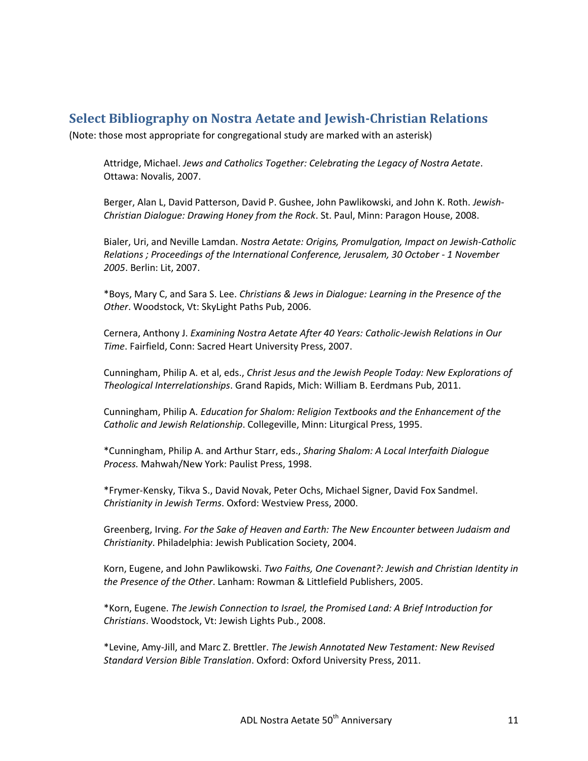## Select Bibliography on Nostra Aetate and Jewish-Christian Relations

(Note: those most appropriate for congregational study are marked with an asterisk)

Attridge, Michael. *Jews and Catholics Together: Celebrating the Legacy of Nostra Aetate*. Ottawa: Novalis, 2007.

Berger, Alan L, David Patterson, David P. Gushee, John Pawlikowski, and John K. Roth. *Jewish-Christian Dialogue: Drawing Honey from the Rock*. St. Paul, Minn: Paragon House, 2008.

Bialer, Uri, and Neville Lamdan. *Nostra Aetate: Origins, Promulgation, Impact on Jewish-Catholic Relations ; Proceedings of the International Conference, Jerusalem, 30 October - 1 November 2005*. Berlin: Lit, 2007.

*Boys, Mary C, and Sara S. Lee. *Christians & Jews in Dialogue: Learning in the Presence of the Other*. Woodstock, Vt: SkyLight Paths Pub, 2006.

Cernera, Anthony J. *Examining Nostra Aetate After 40 Years: Catholic-Jewish Relations in Our Time*. Fairfield, Conn: Sacred Heart University Press, 2007.

Cunningham, Philip A. et al, eds., *Christ Jesus and the Jewish People Today: New Explorations of Theological Interrelationships*. Grand Rapids, Mich: William B. Eerdmans Pub, 2011.

Cunningham, Philip A. *Education for Shalom: Religion Textbooks and the Enhancement of the Catholic and Jewish Relationship*. Collegeville, Minn: Liturgical Press, 1995.

*Cunningham, Philip A. and Arthur Starr, eds., *Sharing Shalom: A Local Interfaith Dialogue Process.* Mahwah/New York: Paulist Press, 1998.

*Frymer-Kensky, Tikva S., David Novak, Peter Ochs, Michael Signer, David Fox Sandmel. *Christianity in Jewish Terms*. Oxford: Westview Press, 2000.

Greenberg, Irving. *For the Sake of Heaven and Earth: The New Encounter between Judaism and Christianity*. Philadelphia: Jewish Publication Society, 2004.

Korn, Eugene, and John Pawlikowski. *Two Faiths, One Covenant?: Jewish and Christian Identity in the Presence of the Other*. Lanham: Rowman & Littlefield Publishers, 2005.

*Korn, Eugene. *The Jewish Connection to Israel, the Promised Land: A Brief Introduction for Christians*. Woodstock, Vt: Jewish Lights Pub., 2008.

*Levine, Amy-Jill, and Marc Z. Brettler. *The Jewish Annotated New Testament: New Revised Standard Version Bible Translation*. Oxford: Oxford University Press, 2011.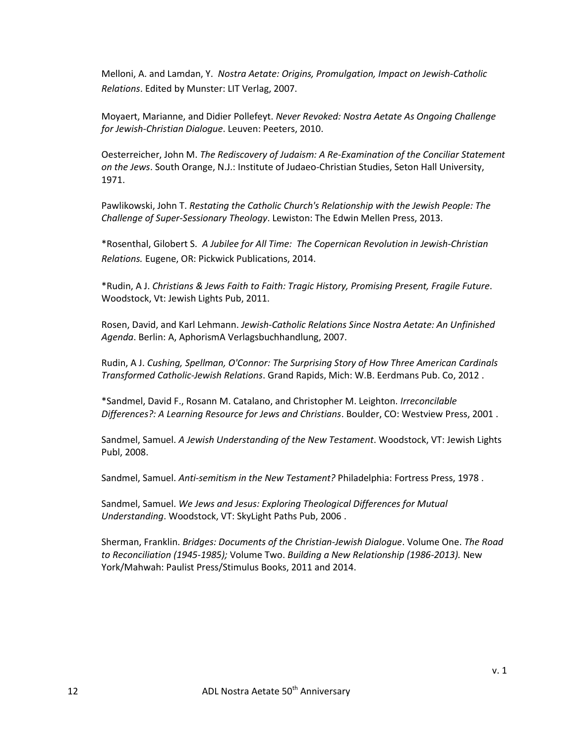Melloni, A. and Lamdan, Y. *Nostra Aetate: Origins, Promulgation, Impact on Jewish-Catholic Relations*. Edited by Munster: LIT Verlag, 2007.

Moyaert, Marianne, and Didier Pollefeyt. *Never Revoked: Nostra Aetate As Ongoing Challenge for Jewish-Christian Dialogue*. Leuven: Peeters, 2010.

Oesterreicher, John M. *The Rediscovery of Judaism: A Re-Examination of the Conciliar Statement on the Jews*. South Orange, N.J.: Institute of Judaeo-Christian Studies, Seton Hall University, 1971.

Pawlikowski, John T. *Restating the Catholic Church's Relationship with the Jewish People: The Challenge of Super-Sessionary Theology*. Lewiston: The Edwin Mellen Press, 2013.

*Rosenthal, Gilobert S. *A Jubilee for All Time: The Copernican Revolution in Jewish-Christian Relations.* Eugene, OR: Pickwick Publications, 2014.

*Rudin, A J. *Christians & Jews Faith to Faith: Tragic History, Promising Present, Fragile Future*. Woodstock, Vt: Jewish Lights Pub, 2011.

Rosen, David, and Karl Lehmann. *Jewish-Catholic Relations Since Nostra Aetate: An Unfinished Agenda*. Berlin: A, AphorismA Verlagsbuchhandlung, 2007.

Rudin, A J. *Cushing, Spellman, O'Connor: The Surprising Story of How Three American Cardinals Transformed Catholic-Jewish Relations*. Grand Rapids, Mich: W.B. Eerdmans Pub. Co, 2012 .

*Sandmel, David F., Rosann M. Catalano, and Christopher M. Leighton. *Irreconcilable Differences?: A Learning Resource for Jews and Christians*. Boulder, CO: Westview Press, 2001 .

Sandmel, Samuel. *A Jewish Understanding of the New Testament*. Woodstock, VT: Jewish Lights Publ, 2008.

Sandmel, Samuel. *Anti-semitism in the New Testament?* Philadelphia: Fortress Press, 1978 .

Sandmel, Samuel. *We Jews and Jesus: Exploring Theological Differences for Mutual Understanding*. Woodstock, VT: SkyLight Paths Pub, 2006 .

Sherman, Franklin. *Bridges: Documents of the Christian-Jewish Dialogue*. Volume One. *The Road to Reconciliation (1945-1985);* Volume Two. *Building a New Relationship (1986-2013).* New York/Mahwah: Paulist Press/Stimulus Books, 2011 and 2014.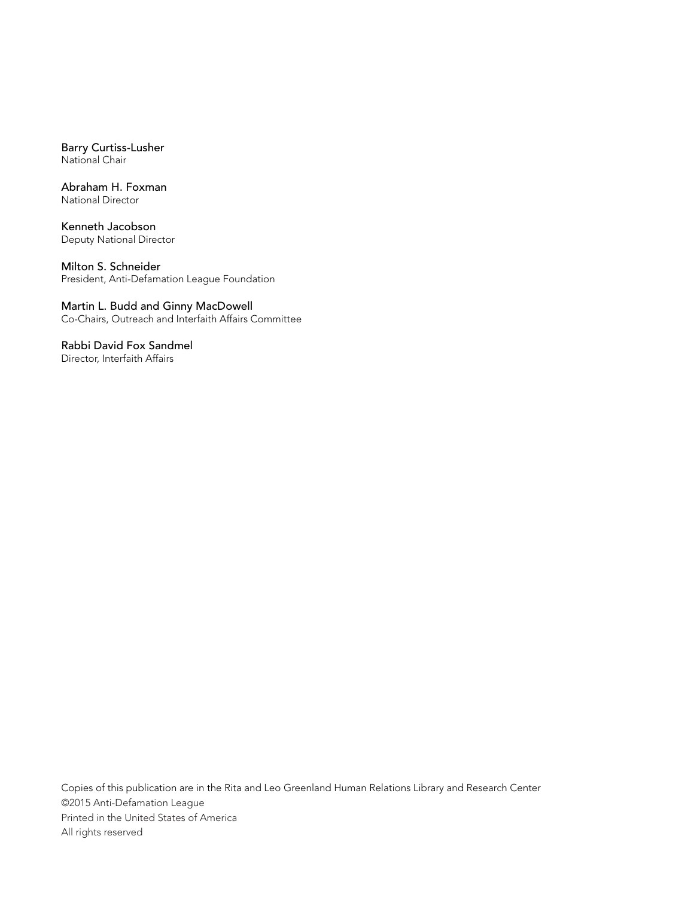Barry Curtiss-Lusher
National Chair

Abraham H. Foxman
National Director

Kenneth Jacobson
Deputy National Director

Milton S. Schneider
President, Anti-Defamation League Foundation

Martin L. Budd and Ginny MacDowell
Co-Chairs, Outreach and Interfaith Affairs Committee

Rabbi David Fox Sandmel
Director, Interfaith Affairs

Copies of this publication are in the Rita and Leo Greenland Human Relations Library and Research Center
©2015 Anti-Defamation League
Printed in the United States of America
All rights reserved